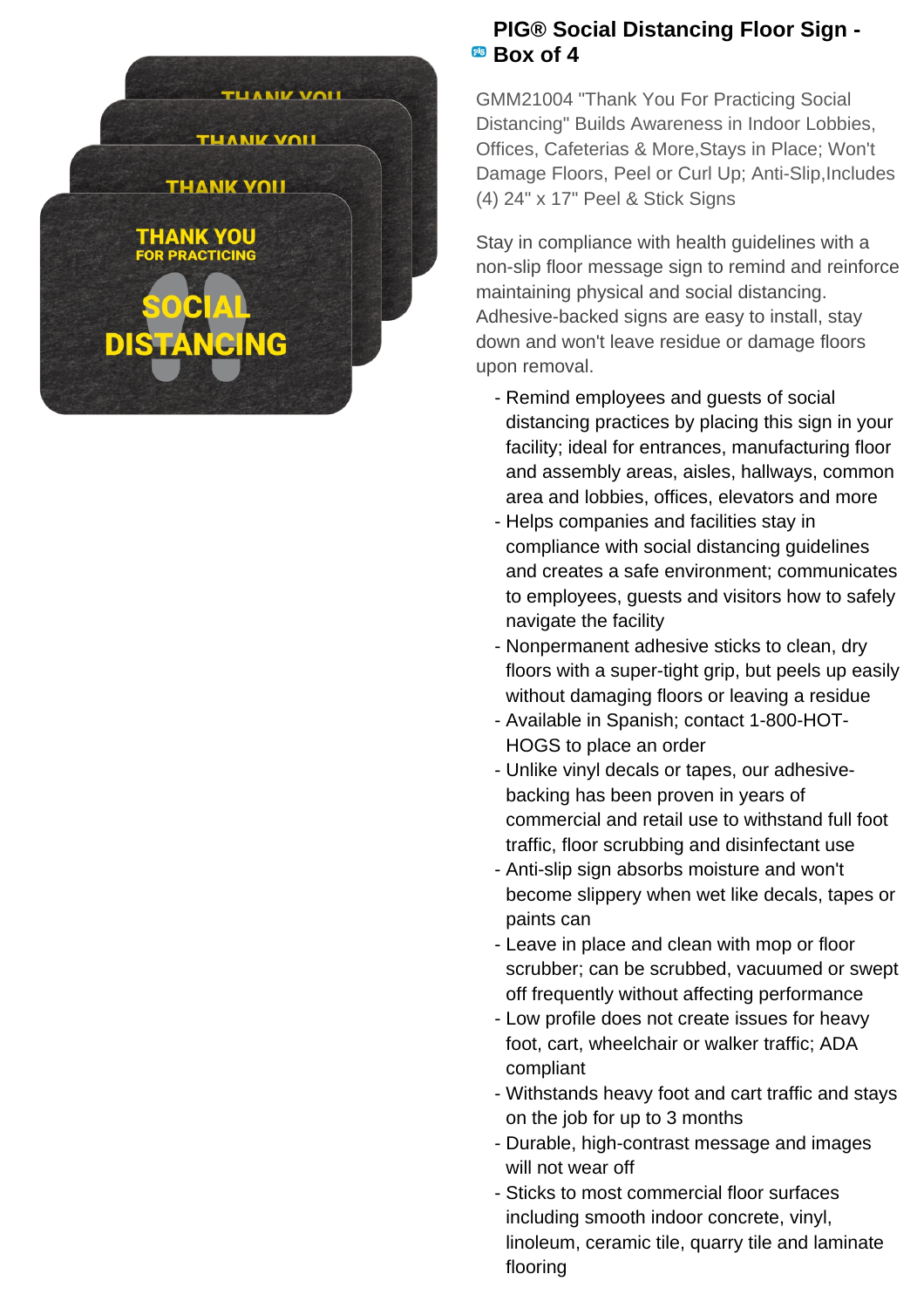# PIG® Social Distancing Floor Sign - Box of 4

GMM21004 "Thank You For Practicing Social Distancing" Builds Awareness in Indoor Lobbies, Offices, Cafeterias & More,Stays in Place; Won't Damage Floors, Peel or Curl Up; Anti-Slip,Includes (4) 24" x 17" Peel & Stick Signs

Stay in compliance with health guidelines with a non-slip floor message sign to remind and reinforce maintaining physical and social distancing. Adhesive-backed signs are easy to install, stay down and won't leave residue or damage floors upon removal.

- Remind employees and guests of social distancing practices by placing this sign in your facility; ideal for entrances, manufacturing floor and assembly areas, aisles, hallways, common area and lobbies, offices, elevators and more
- Helps companies and facilities stay in compliance with social distancing guidelines and creates a safe environment; communicates to employees, guests and visitors how to safely navigate the facility
- Nonpermanent adhesive sticks to clean, dry floors with a super-tight grip, but peels up easily without damaging floors or leaving a residue
- Available in Spanish; contact 1-800-HOT-HOGS to place an order
- Unlike vinyl decals or tapes, our adhesive-backing has been proven in years of commercial and retail use to withstand full foot traffic, floor scrubbing and disinfectant use
- Anti-slip sign absorbs moisture and won't become slippery when wet like decals, tapes or paints can
- Leave in place and clean with mop or floor scrubber; can be scrubbed, vacuumed or swept off frequently without affecting performance
- Low profile does not create issues for heavy foot, cart, wheelchair or walker traffic; ADA compliant
- Withstands heavy foot and cart traffic and stays on the job for up to 3 months
- Durable, high-contrast message and images will not wear off
- Sticks to most commercial floor surfaces including smooth indoor concrete, vinyl, linoleum, ceramic tile, quarry tile and laminate flooring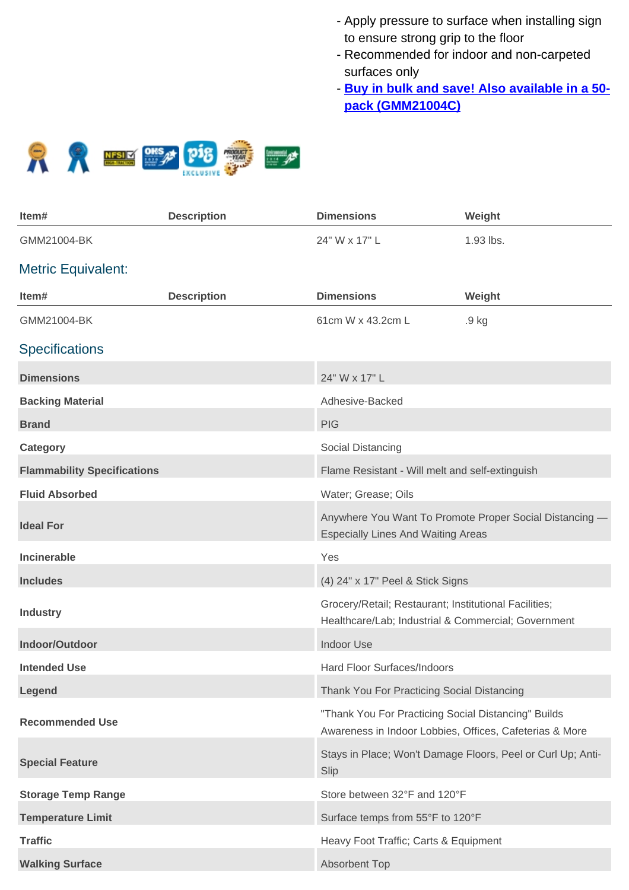- Apply pressure to surface when installing sign to ensure strong grip to the floor
- Recommended for indoor and non-carpeted surfaces only
- **Buy in bulk and save! Also available in a 50-pack (GMM21004C)**

| Item# | Description | Dimensions | Weight |
|---|---|---|---|
| GMM21004-BK | | 24" W x 17" L | 1.93 lbs. |

## Metric Equivalent:

| Item# | Description | Dimensions | Weight |
|---|---|---|---|
| GMM21004-BK | | 61cm W x 43.2cm L | .9 kg |

## Specifications

| | |
|---|---|
| **Dimensions** | 24" W x 17" L |
| **Backing Material** | Adhesive-Backed |
| **Brand** | PIG |
| **Category** | Social Distancing |
| **Flammability Specifications** | Flame Resistant - Will melt and self-extinguish |
| **Fluid Absorbed** | Water; Grease; Oils |
| **Ideal For** | Anywhere You Want To Promote Proper Social Distancing — Especially Lines And Waiting Areas |
| **Incinerable** | Yes |
| **Includes** | (4) 24" x 17" Peel & Stick Signs |
| **Industry** | Grocery/Retail; Restaurant; Institutional Facilities; Healthcare/Lab; Industrial & Commercial; Government |
| **Indoor/Outdoor** | Indoor Use |
| **Intended Use** | Hard Floor Surfaces/Indoors |
| **Legend** | Thank You For Practicing Social Distancing |
| **Recommended Use** | "Thank You For Practicing Social Distancing" Builds Awareness in Indoor Lobbies, Offices, Cafeterias & More |
| **Special Feature** | Stays in Place; Won't Damage Floors, Peel or Curl Up; Anti-Slip |
| **Storage Temp Range** | Store between 32°F and 120°F |
| **Temperature Limit** | Surface temps from 55°F to 120°F |
| **Traffic** | Heavy Foot Traffic; Carts & Equipment |
| **Walking Surface** | Absorbent Top |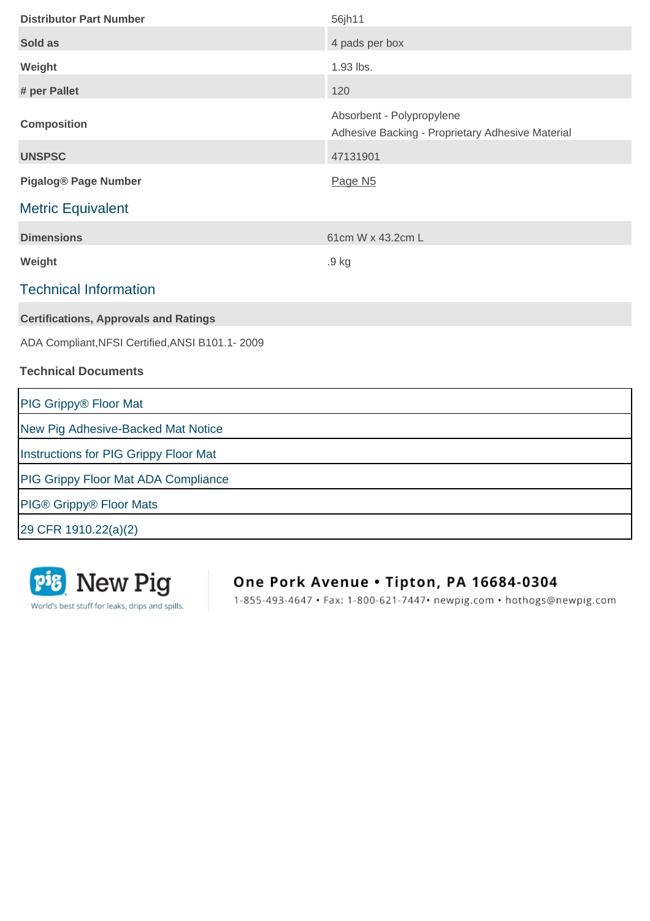| | |
|---|---|
| **Distributor Part Number** | 56jh11 |
| **Sold as** | 4 pads per box |
| **Weight** | 1.93 lbs. |
| **# per Pallet** | 120 |
| **Composition** | Absorbent - Polypropylene<br>Adhesive Backing - Proprietary Adhesive Material |
| **UNSPSC** | 47131901 |
| **Pigalog® Page Number** | Page N5 |

## Metric Equivalent

| | |
|---|---|
| **Dimensions** | 61cm W x 43.2cm L |
| **Weight** | .9 kg |

## Technical Information

**Certifications, Approvals and Ratings**

ADA Compliant,NFSI Certified,ANSI B101.1- 2009

### Technical Documents

| |
|---|
| PIG Grippy® Floor Mat |
| New Pig Adhesive-Backed Mat Notice |
| Instructions for PIG Grippy Floor Mat |
| PIG Grippy Floor Mat ADA Compliance |
| PIG® Grippy® Floor Mats |
| 29 CFR 1910.22(a)(2) |

New Pig
World's best stuff for leaks, drips and spills.

**One Pork Avenue • Tipton, PA 16684-0304**
1-855-493-4647 • Fax: 1-800-621-7447• newpig.com • hothogs@newpig.com